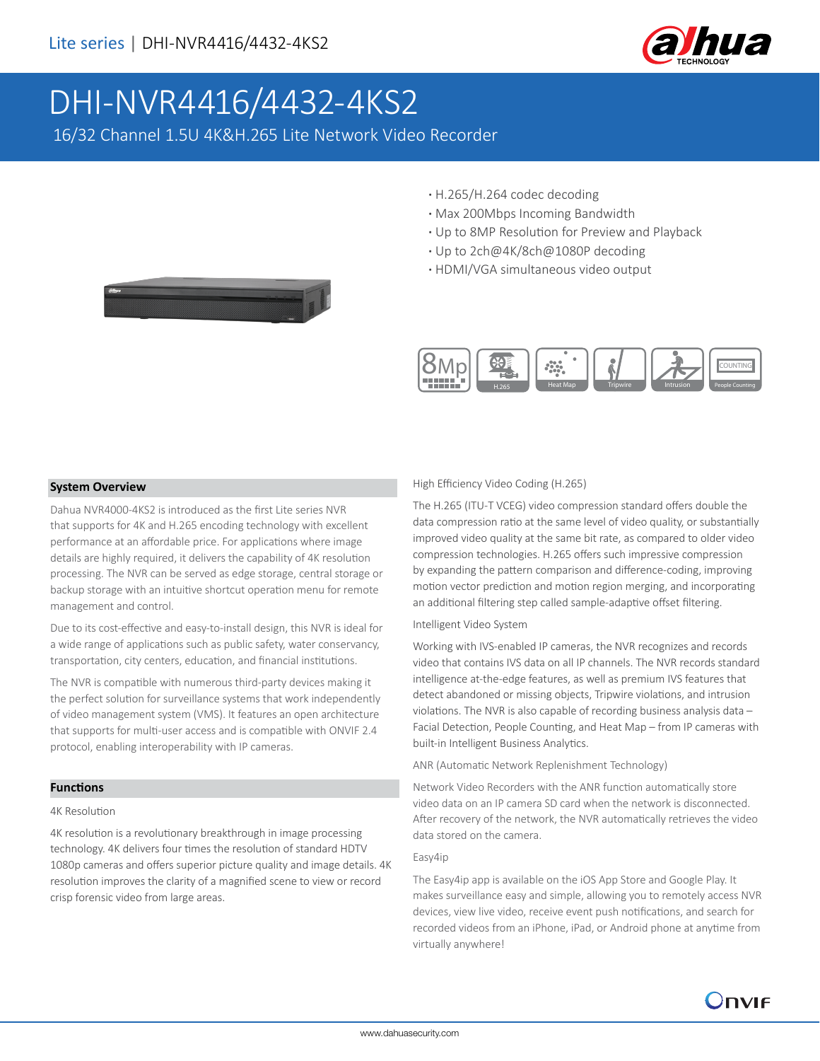# DHI-NVR4416/4432-4KS2

16/32 Channel 1.5U 4K&H.265 Lite Network Video Recorder

- H.265/H.264 codec decoding
- Max 200Mbps Incoming Bandwidth
- Up to 8MP Resolution for Preview and Playback
- Up to 2ch@4K/8ch@1080P decoding
- HDMI/VGA simultaneous video output

8Mp | H.265 | Heat Map | Tripwire | Intrusion | People Counting

## System Overview

Dahua NVR4000-4KS2 is introduced as the first Lite series NVR that supports for 4K and H.265 encoding technology with excellent performance at an affordable price. For applications where image details are highly required, it delivers the capability of 4K resolution processing. The NVR can be served as edge storage, central storage or backup storage with an intuitive shortcut operation menu for remote management and control.

Due to its cost-effective and easy-to-install design, this NVR is ideal for a wide range of applications such as public safety, water conservancy, transportation, city centers, education, and financial institutions.

The NVR is compatible with numerous third-party devices making it the perfect solution for surveillance systems that work independently of video management system (VMS). It features an open architecture that supports for multi-user access and is compatible with ONVIF 2.4 protocol, enabling interoperability with IP cameras.

## Functions

### 4K Resolution

4K resolution is a revolutionary breakthrough in image processing technology. 4K delivers four times the resolution of standard HDTV 1080p cameras and offers superior picture quality and image details. 4K resolution improves the clarity of a magnified scene to view or record crisp forensic video from large areas.

### High Efficiency Video Coding (H.265)

The H.265 (ITU-T VCEG) video compression standard offers double the data compression ratio at the same level of video quality, or substantially improved video quality at the same bit rate, as compared to older video compression technologies. H.265 offers such impressive compression by expanding the pattern comparison and difference-coding, improving motion vector prediction and motion region merging, and incorporating an additional filtering step called sample-adaptive offset filtering.

### Intelligent Video System

Working with IVS-enabled IP cameras, the NVR recognizes and records video that contains IVS data on all IP channels. The NVR records standard intelligence at-the-edge features, as well as premium IVS features that detect abandoned or missing objects, Tripwire violations, and intrusion violations. The NVR is also capable of recording business analysis data – Facial Detection, People Counting, and Heat Map – from IP cameras with built-in Intelligent Business Analytics.

### ANR (Automatic Network Replenishment Technology)

Network Video Recorders with the ANR function automatically store video data on an IP camera SD card when the network is disconnected. After recovery of the network, the NVR automatically retrieves the video data stored on the camera.

### Easy4ip

The Easy4ip app is available on the iOS App Store and Google Play. It makes surveillance easy and simple, allowing you to remotely access NVR devices, view live video, receive event push notifications, and search for recorded videos from an iPhone, iPad, or Android phone at anytime from virtually anywhere!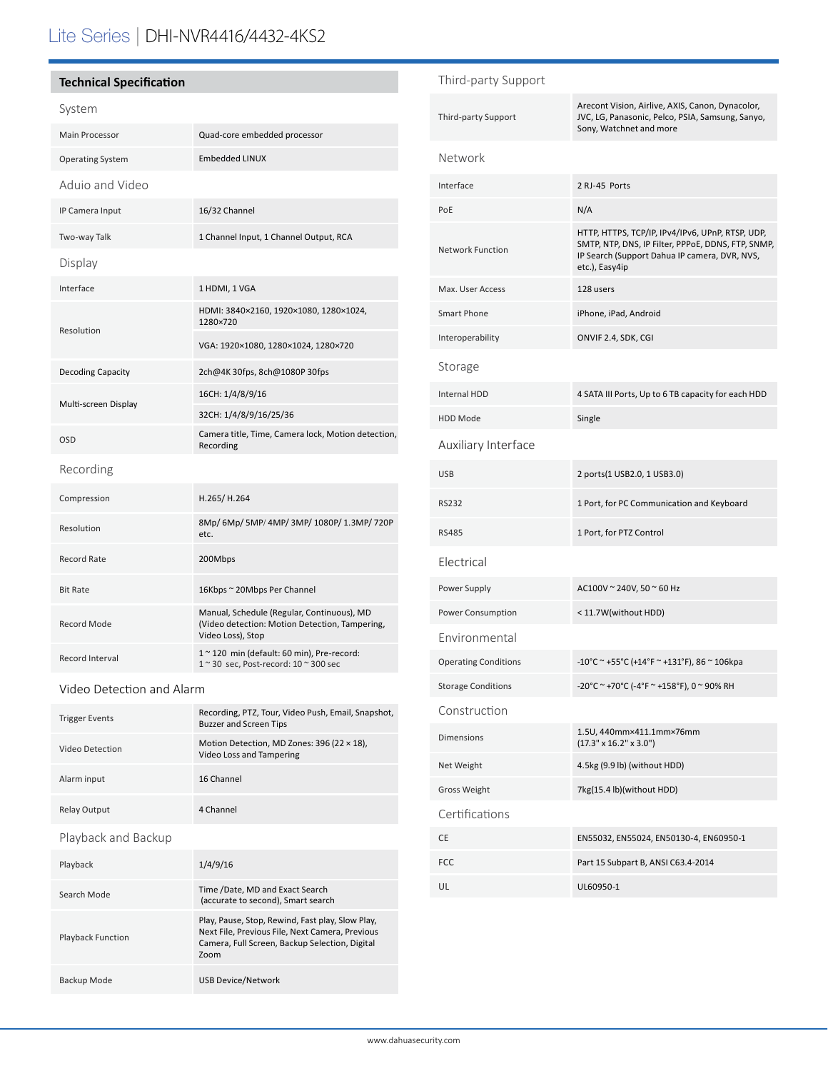# Lite Series | DHI-NVR4416/4432-4KS2

## Technical Specification

### System

| | |
|---|---|
| Main Processor | Quad-core embedded processor |
| Operating System | Embedded LINUX |

### Aduio and Video

| | |
|---|---|
| IP Camera Input | 16/32 Channel |
| Two-way Talk | 1 Channel Input, 1 Channel Output, RCA |

### Display

| | |
|---|---|
| Interface | 1 HDMI, 1 VGA |
| Resolution | HDMI: 3840×2160, 1920×1080, 1280×1024, 1280×720 |
| | VGA: 1920×1080, 1280×1024, 1280×720 |
| Decoding Capacity | 2ch@4K 30fps, 8ch@1080P 30fps |
| Multi-screen Display | 16CH: 1/4/8/9/16 |
| | 32CH: 1/4/8/9/16/25/36 |
| OSD | Camera title, Time, Camera lock, Motion detection, Recording |

### Recording

| | |
|---|---|
| Compression | H.265/ H.264 |
| Resolution | 8Mp/ 6Mp/ 5MP/ 4MP/ 3MP/ 1080P/ 1.3MP/ 720P etc. |
| Record Rate | 200Mbps |
| Bit Rate | 16Kbps ~ 20Mbps Per Channel |
| Record Mode | Manual, Schedule (Regular, Continuous), MD (Video detection: Motion Detection, Tampering, Video Loss), Stop |
| Record Interval | 1 ~ 120 min (default: 60 min), Pre-record: 1 ~ 30 sec, Post-record: 10 ~ 300 sec |

### Video Detection and Alarm

| | |
|---|---|
| Trigger Events | Recording, PTZ, Tour, Video Push, Email, Snapshot, Buzzer and Screen Tips |
| Video Detection | Motion Detection, MD Zones: 396 (22 × 18), Video Loss and Tampering |
| Alarm input | 16 Channel |
| Relay Output | 4 Channel |

### Playback and Backup

| | |
|---|---|
| Playback | 1/4/9/16 |
| Search Mode | Time /Date, MD and Exact Search (accurate to second), Smart search |
| Playback Function | Play, Pause, Stop, Rewind, Fast play, Slow Play, Next File, Previous File, Next Camera, Previous Camera, Full Screen, Backup Selection, Digital Zoom |
| Backup Mode | USB Device/Network |

### Third-party Support

| | |
|---|---|
| Third-party Support | Arecont Vision, Airlive, AXIS, Canon, Dynacolor, JVC, LG, Panasonic, Pelco, PSIA, Samsung, Sanyo, Sony, Watchnet and more |

### Network

| | |
|---|---|
| Interface | 2 RJ-45 Ports |
| PoE | N/A |
| Network Function | HTTP, HTTPS, TCP/IP, IPv4/IPv6, UPnP, RTSP, UDP, SMTP, NTP, DNS, IP Filter, PPPoE, DDNS, FTP, SNMP, IP Search (Support Dahua IP camera, DVR, NVS, etc.), Easy4ip |
| Max. User Access | 128 users |
| Smart Phone | iPhone, iPad, Android |
| Interoperability | ONVIF 2.4, SDK, CGI |

### Storage

| | |
|---|---|
| Internal HDD | 4 SATA III Ports, Up to 6 TB capacity for each HDD |
| HDD Mode | Single |

### Auxiliary Interface

| | |
|---|---|
| USB | 2 ports(1 USB2.0, 1 USB3.0) |
| RS232 | 1 Port, for PC Communication and Keyboard |
| RS485 | 1 Port, for PTZ Control |

### Electrical

| | |
|---|---|
| Power Supply | AC100V ~ 240V, 50 ~ 60 Hz |
| Power Consumption | < 11.7W(without HDD) |

### Environmental

| | |
|---|---|
| Operating Conditions | -10°C ~ +55°C (+14°F ~ +131°F), 86 ~ 106kpa |
| Storage Conditions | -20°C ~ +70°C (-4°F ~ +158°F), 0 ~ 90% RH |

### Construction

| | |
|---|---|
| Dimensions | 1.5U, 440mm×411.1mm×76mm (17.3" x 16.2" x 3.0") |
| Net Weight | 4.5kg (9.9 lb) (without HDD) |
| Gross Weight | 7kg(15.4 lb)(without HDD) |

### Certifications

| | |
|---|---|
| CE | EN55032, EN55024, EN50130-4, EN60950-1 |
| FCC | Part 15 Subpart B, ANSI C63.4-2014 |
| UL | UL60950-1 |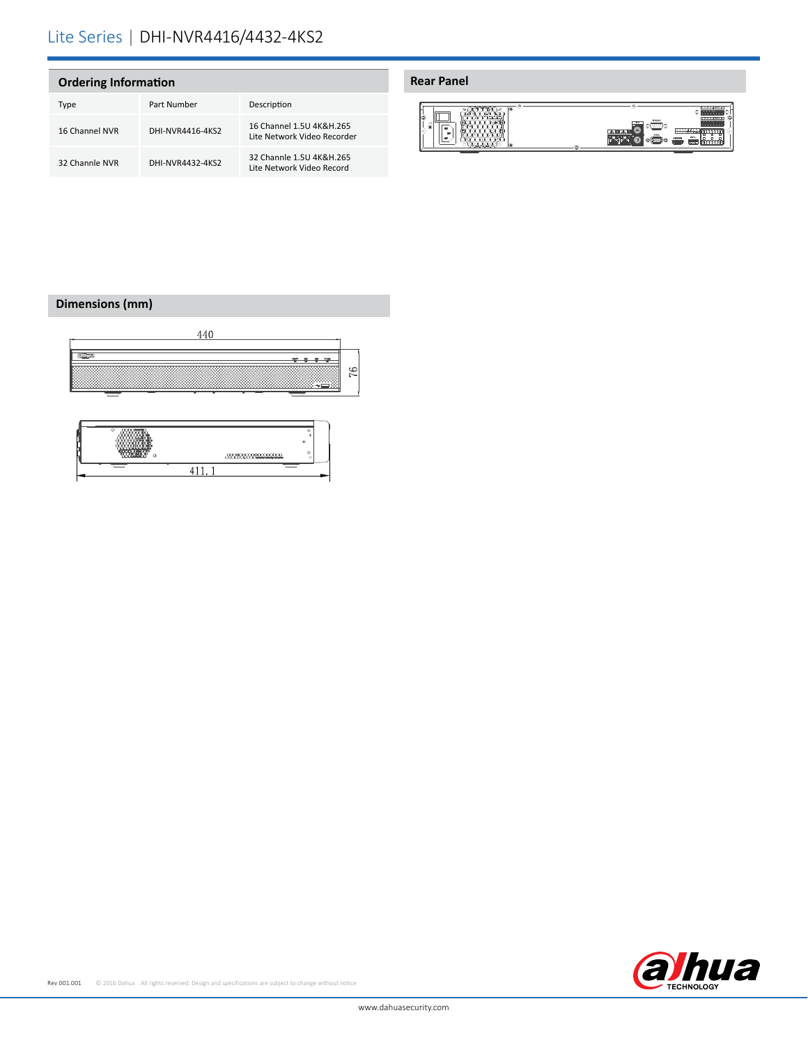## Ordering Information

| Type | Part Number | Description |
|---|---|---|
| 16 Channel NVR | DHI-NVR4416-4KS2 | 16 Channel 1.5U 4K&H.265 Lite Network Video Recorder |
| 32 Channnle NVR | DHI-NVR4432-4KS2 | 32 Channle 1.5U 4K&H.265 Lite Network Video Record |

## Rear Panel

## Dimensions (mm)

440

76

411.1

Rev 001.001 © 2016 Dahua . All rights reserved. Design and specifications are subject to change without notice

www.dahuasecurity.com